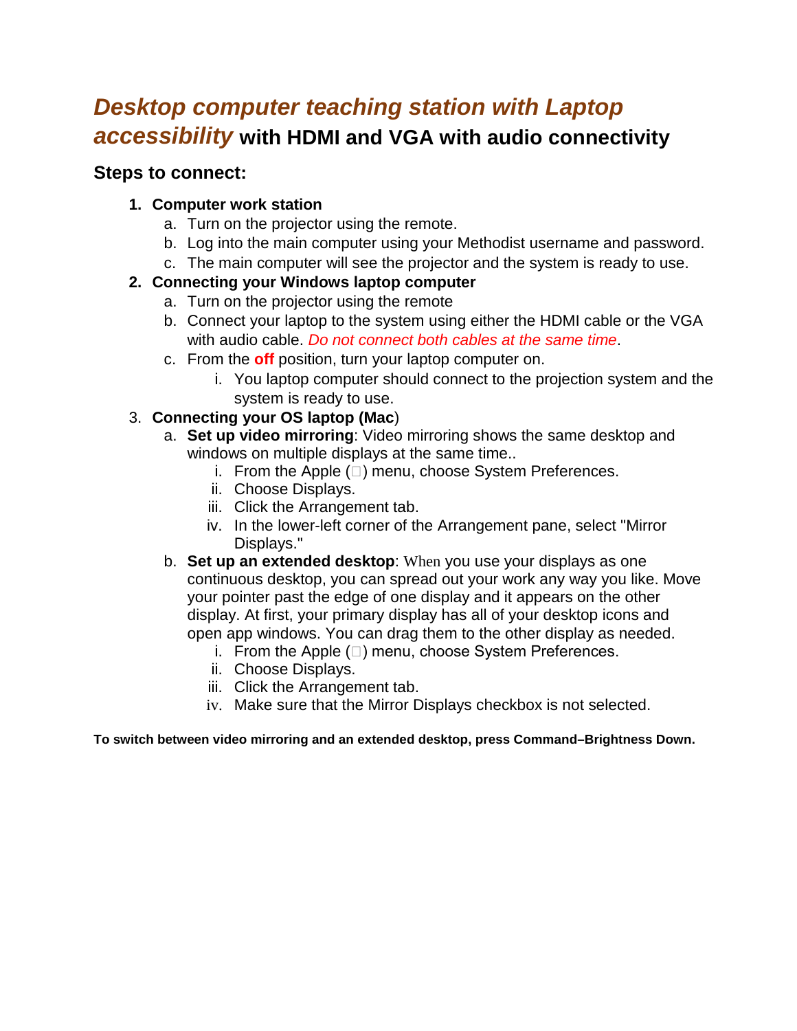# *Desktop computer teaching station with Laptop accessibility* with HDMI and VGA with audio connectivity

## Steps to connect:

1. **Computer work station**
    a. Turn on the projector using the remote.
    b. Log into the main computer using your Methodist username and password.
    c. The main computer will see the projector and the system is ready to use.
2. **Connecting your Windows laptop computer**
    a. Turn on the projector using the remote
    b. Connect your laptop to the system using either the HDMI cable or the VGA with audio cable. *Do not connect both cables at the same time*.
    c. From the **off** position, turn your laptop computer on.
        i. You laptop computer should connect to the projection system and the system is ready to use.
3. **Connecting your OS laptop (Mac**)
    a. **Set up video mirroring**: Video mirroring shows the same desktop and windows on multiple displays at the same time..
        i. From the Apple () menu, choose System Preferences.
        ii. Choose Displays.
        iii. Click the Arrangement tab.
        iv. In the lower-left corner of the Arrangement pane, select "Mirror Displays."
    b. **Set up an extended desktop**: When you use your displays as one continuous desktop, you can spread out your work any way you like. Move your pointer past the edge of one display and it appears on the other display. At first, your primary display has all of your desktop icons and open app windows. You can drag them to the other display as needed.
        i. From the Apple () menu, choose System Preferences.
        ii. Choose Displays.
        iii. Click the Arrangement tab.
        iv. Make sure that the Mirror Displays checkbox is not selected.

**To switch between video mirroring and an extended desktop, press Command–Brightness Down.**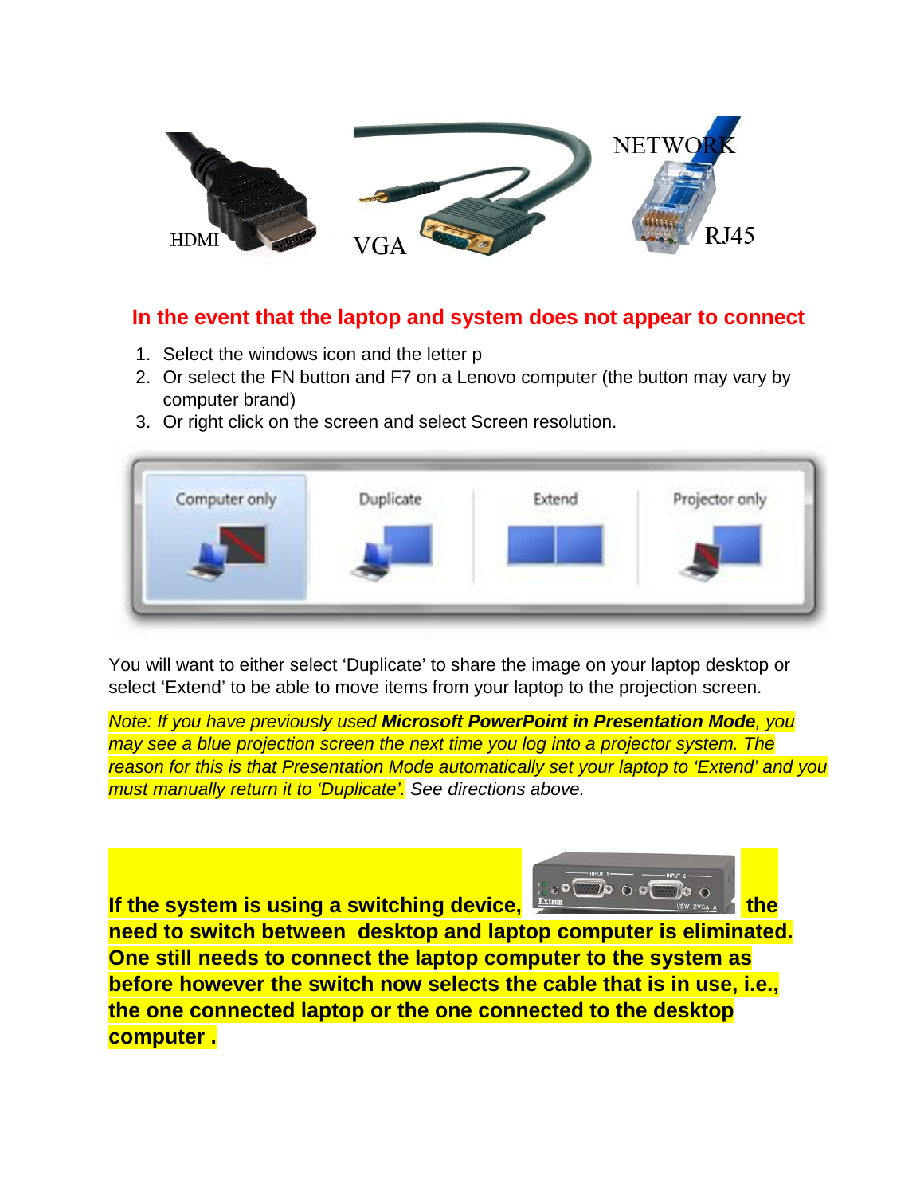HDMI

VGA

NETWORK

RJ45

## In the event that the laptop and system does not appear to connect

1. Select the windows icon and the letter p
2. Or select the FN button and F7 on a Lenovo computer (the button may vary by computer brand)
3. Or right click on the screen and select Screen resolution.

Computer only

Duplicate

Extend

Projector only

You will want to either select 'Duplicate' to share the image on your laptop desktop or select 'Extend' to be able to move items from your laptop to the projection screen.

*Note: If you have previously used **Microsoft PowerPoint in Presentation Mode**, you may see a blue projection screen the next time you log into a projector system. The reason for this is that Presentation Mode automatically set your laptop to 'Extend' and you must manually return it to 'Duplicate'. See directions above.*

**If the system is using a switching device, the need to switch between desktop and laptop computer is eliminated. One still needs to connect the laptop computer to the system as before however the switch now selects the cable that is in use, i.e., the one connected laptop or the one connected to the desktop computer .**